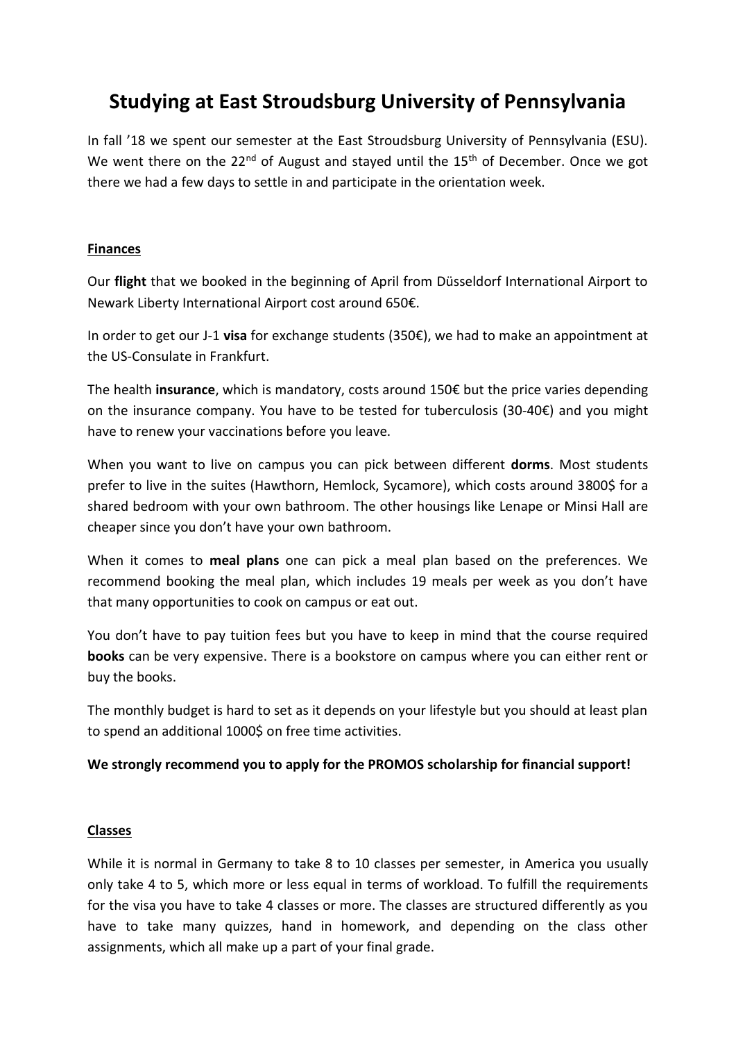# Studying at East Stroudsburg University of Pennsylvania

In fall '18 we spent our semester at the East Stroudsburg University of Pennsylvania (ESU). We went there on the 22nd of August and stayed until the 15th of December. Once we got there we had a few days to settle in and participate in the orientation week.

## Finances

Our **flight** that we booked in the beginning of April from Düsseldorf International Airport to Newark Liberty International Airport cost around 650€.

In order to get our J-1 **visa** for exchange students (350€), we had to make an appointment at the US-Consulate in Frankfurt.

The health **insurance**, which is mandatory, costs around 150€ but the price varies depending on the insurance company. You have to be tested for tuberculosis (30-40€) and you might have to renew your vaccinations before you leave.

When you want to live on campus you can pick between different **dorms**. Most students prefer to live in the suites (Hawthorn, Hemlock, Sycamore), which costs around 3800$ for a shared bedroom with your own bathroom. The other housings like Lenape or Minsi Hall are cheaper since you don't have your own bathroom.

When it comes to **meal plans** one can pick a meal plan based on the preferences. We recommend booking the meal plan, which includes 19 meals per week as you don't have that many opportunities to cook on campus or eat out.

You don't have to pay tuition fees but you have to keep in mind that the course required **books** can be very expensive. There is a bookstore on campus where you can either rent or buy the books.

The monthly budget is hard to set as it depends on your lifestyle but you should at least plan to spend an additional 1000$ on free time activities.

**We strongly recommend you to apply for the PROMOS scholarship for financial support!**

## Classes

While it is normal in Germany to take 8 to 10 classes per semester, in America you usually only take 4 to 5, which more or less equal in terms of workload. To fulfill the requirements for the visa you have to take 4 classes or more. The classes are structured differently as you have to take many quizzes, hand in homework, and depending on the class other assignments, which all make up a part of your final grade.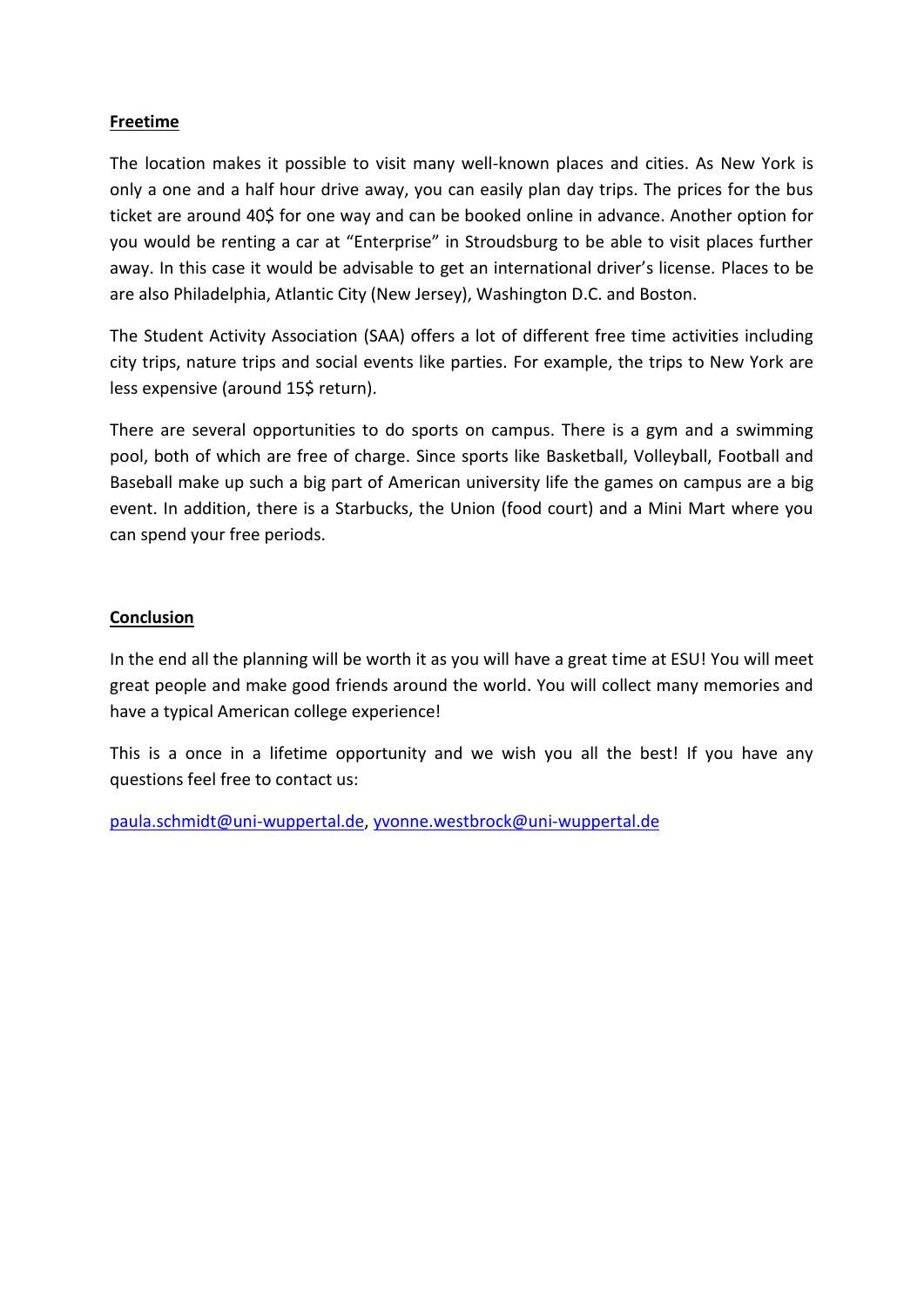## Freetime

The location makes it possible to visit many well-known places and cities. As New York is only a one and a half hour drive away, you can easily plan day trips. The prices for the bus ticket are around 40$ for one way and can be booked online in advance. Another option for you would be renting a car at "Enterprise" in Stroudsburg to be able to visit places further away. In this case it would be advisable to get an international driver's license. Places to be are also Philadelphia, Atlantic City (New Jersey), Washington D.C. and Boston.

The Student Activity Association (SAA) offers a lot of different free time activities including city trips, nature trips and social events like parties. For example, the trips to New York are less expensive (around 15$ return).

There are several opportunities to do sports on campus. There is a gym and a swimming pool, both of which are free of charge. Since sports like Basketball, Volleyball, Football and Baseball make up such a big part of American university life the games on campus are a big event. In addition, there is a Starbucks, the Union (food court) and a Mini Mart where you can spend your free periods.

## Conclusion

In the end all the planning will be worth it as you will have a great time at ESU! You will meet great people and make good friends around the world. You will collect many memories and have a typical American college experience!

This is a once in a lifetime opportunity and we wish you all the best! If you have any questions feel free to contact us:

paula.schmidt@uni-wuppertal.de, yvonne.westbrock@uni-wuppertal.de